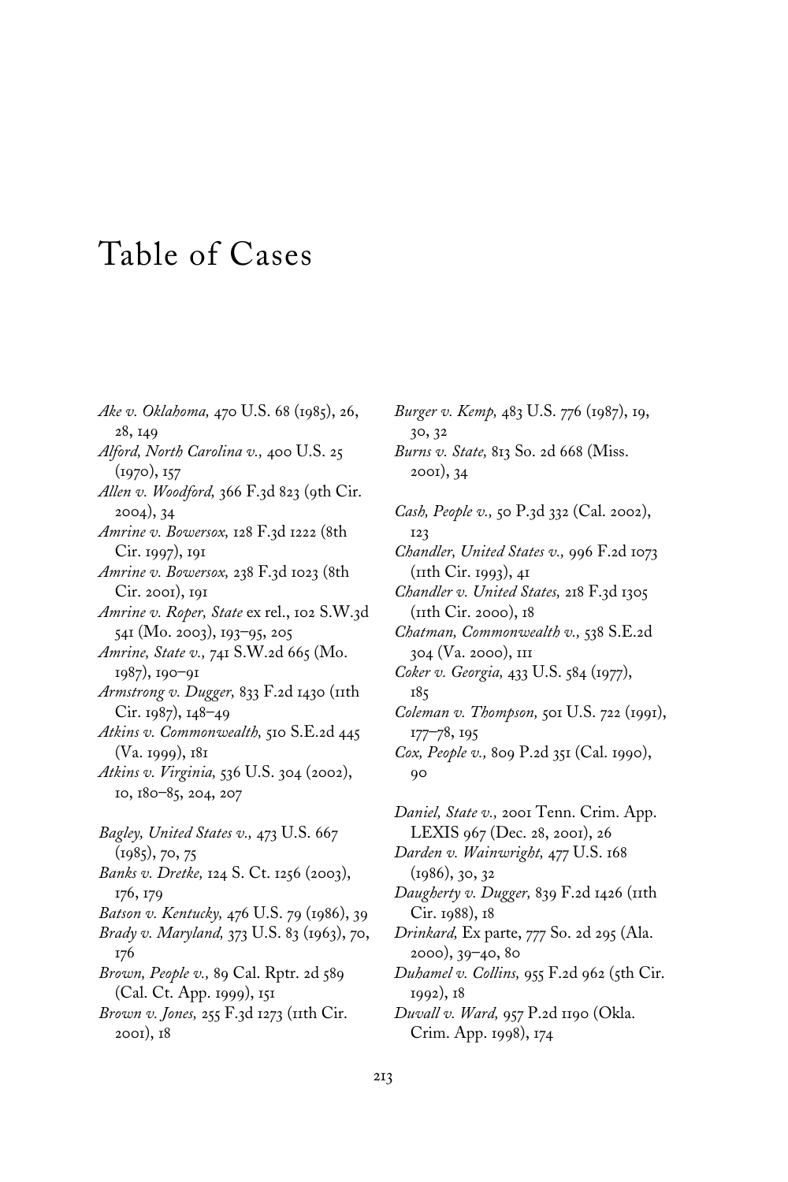# Table of Cases

*Ake v. Oklahoma,* 470 U.S. 68 (1985), 26, 28, 149

*Alford, North Carolina v.,* 400 U.S. 25 (1970), 157

*Allen v. Woodford,* 366 F.3d 823 (9th Cir. 2004), 34

*Amrine v. Bowersox,* 128 F.3d 1222 (8th Cir. 1997), 191

*Amrine v. Bowersox,* 238 F.3d 1023 (8th Cir. 2001), 191

*Amrine v. Roper, State* ex rel., 102 S.W.3d 541 (Mo. 2003), 193–95, 205

*Amrine, State v.,* 741 S.W.2d 665 (Mo. 1987), 190–91

*Armstrong v. Dugger,* 833 F.2d 1430 (11th Cir. 1987), 148–49

*Atkins v. Commonwealth,* 510 S.E.2d 445 (Va. 1999), 181

*Atkins v. Virginia,* 536 U.S. 304 (2002), 10, 180–85, 204, 207

*Bagley, United States v.,* 473 U.S. 667 (1985), 70, 75

*Banks v. Dretke,* 124 S. Ct. 1256 (2003), 176, 179

*Batson v. Kentucky,* 476 U.S. 79 (1986), 39

*Brady v. Maryland,* 373 U.S. 83 (1963), 70, 176

*Brown, People v.,* 89 Cal. Rptr. 2d 589 (Cal. Ct. App. 1999), 151

*Brown v. Jones,* 255 F.3d 1273 (11th Cir. 2001), 18

*Burger v. Kemp,* 483 U.S. 776 (1987), 19, 30, 32

*Burns v. State,* 813 So. 2d 668 (Miss. 2001), 34

*Cash, People v.,* 50 P.3d 332 (Cal. 2002), 123

*Chandler, United States v.,* 996 F.2d 1073 (11th Cir. 1993), 41

*Chandler v. United States,* 218 F.3d 1305 (11th Cir. 2000), 18

*Chatman, Commonwealth v.,* 538 S.E.2d 304 (Va. 2000), 111

*Coker v. Georgia,* 433 U.S. 584 (1977), 185

*Coleman v. Thompson,* 501 U.S. 722 (1991), 177–78, 195

*Cox, People v.,* 809 P.2d 351 (Cal. 1990), 90

*Daniel, State v.,* 2001 Tenn. Crim. App. LEXIS 967 (Dec. 28, 2001), 26

*Darden v. Wainwright,* 477 U.S. 168 (1986), 30, 32

*Daugherty v. Dugger,* 839 F.2d 1426 (11th Cir. 1988), 18

*Drinkard,* Ex parte, 777 So. 2d 295 (Ala. 2000), 39–40, 80

*Duhamel v. Collins,* 955 F.2d 962 (5th Cir. 1992), 18

*Duvall v. Ward,* 957 P.2d 1190 (Okla. Crim. App. 1998), 174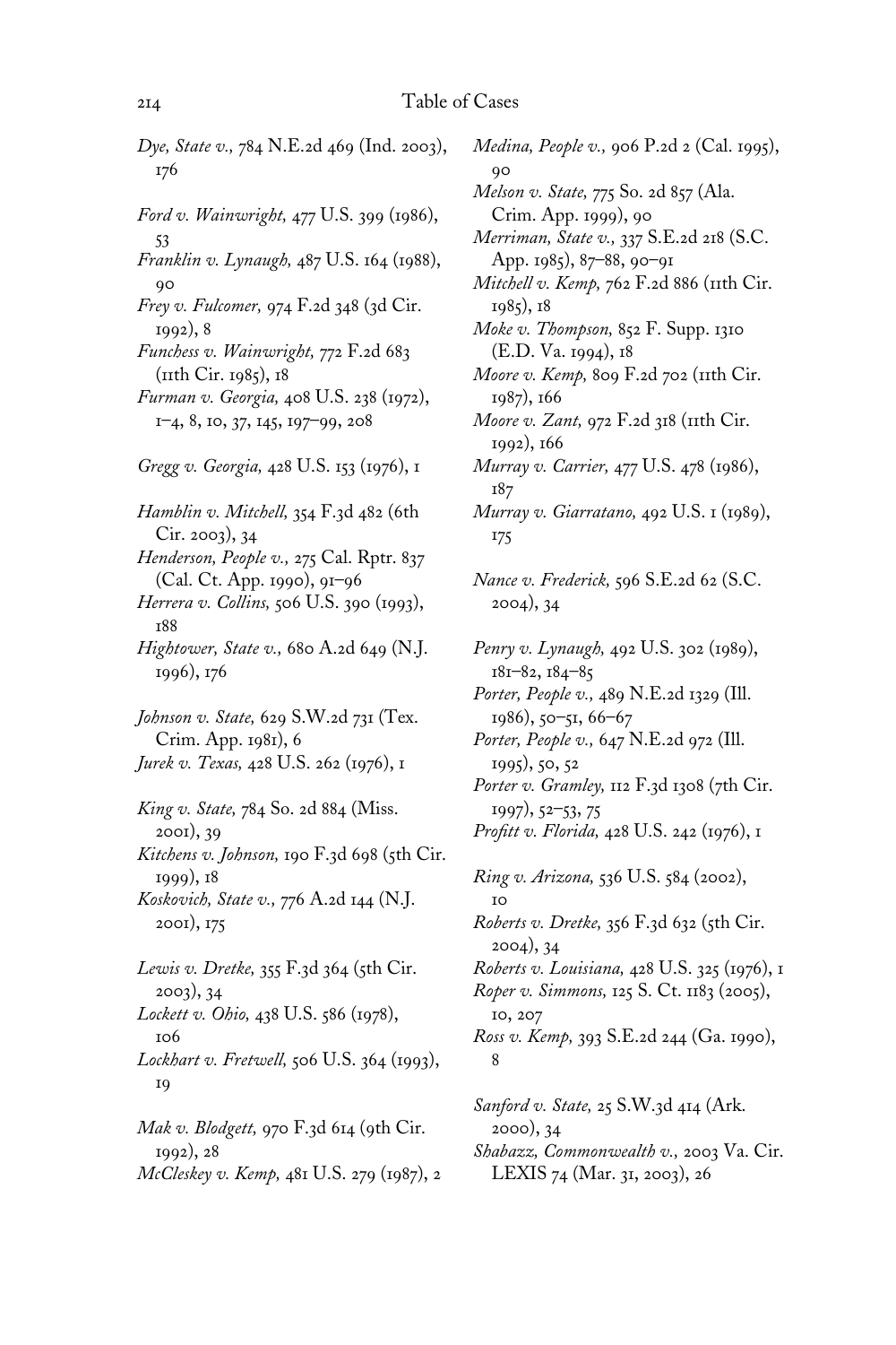*Dye, State v.,* 784 N.E.2d 469 (Ind. 2003), 176

*Ford v. Wainwright,* 477 U.S. 399 (1986), 53

*Franklin v. Lynaugh,* 487 U.S. 164 (1988), 90

*Frey v. Fulcomer,* 974 F.2d 348 (3d Cir. 1992), 8

*Funchess v. Wainwright,* 772 F.2d 683 (11th Cir. 1985), 18

*Furman v. Georgia,* 408 U.S. 238 (1972), 1–4, 8, 10, 37, 145, 197–99, 208

*Gregg v. Georgia,* 428 U.S. 153 (1976), 1

*Hamblin v. Mitchell,* 354 F.3d 482 (6th Cir. 2003), 34

*Henderson, People v.,* 275 Cal. Rptr. 837 (Cal. Ct. App. 1990), 91–96

*Herrera v. Collins,* 506 U.S. 390 (1993), 188

*Hightower, State v.,* 680 A.2d 649 (N.J. 1996), 176

*Johnson v. State,* 629 S.W.2d 731 (Tex. Crim. App. 1981), 6

*Jurek v. Texas,* 428 U.S. 262 (1976), 1

*King v. State,* 784 So. 2d 884 (Miss. 2001), 39

*Kitchens v. Johnson,* 190 F.3d 698 (5th Cir. 1999), 18

*Koskovich, State v.,* 776 A.2d 144 (N.J. 2001), 175

*Lewis v. Dretke,* 355 F.3d 364 (5th Cir. 2003), 34

*Lockett v. Ohio,* 438 U.S. 586 (1978), 106

*Lockhart v. Fretwell,* 506 U.S. 364 (1993), 19

*Mak v. Blodgett,* 970 F.3d 614 (9th Cir. 1992), 28

*McCleskey v. Kemp,* 481 U.S. 279 (1987), 2

*Medina, People v.,* 906 P.2d 2 (Cal. 1995), 90

*Melson v. State,* 775 So. 2d 857 (Ala. Crim. App. 1999), 90

*Merriman, State v.,* 337 S.E.2d 218 (S.C. App. 1985), 87–88, 90–91

*Mitchell v. Kemp,* 762 F.2d 886 (11th Cir. 1985), 18

*Moke v. Thompson,* 852 F. Supp. 1310 (E.D. Va. 1994), 18

*Moore v. Kemp,* 809 F.2d 702 (11th Cir. 1987), 166

*Moore v. Zant,* 972 F.2d 318 (11th Cir. 1992), 166

*Murray v. Carrier,* 477 U.S. 478 (1986), 187

*Murray v. Giarratano,* 492 U.S. 1 (1989), 175

*Nance v. Frederick,* 596 S.E.2d 62 (S.C. 2004), 34

*Penry v. Lynaugh,* 492 U.S. 302 (1989), 181–82, 184–85

*Porter, People v.,* 489 N.E.2d 1329 (Ill. 1986), 50–51, 66–67

*Porter, People v.,* 647 N.E.2d 972 (Ill. 1995), 50, 52

*Porter v. Gramley,* 112 F.3d 1308 (7th Cir. 1997), 52–53, 75

*Profitt v. Florida,* 428 U.S. 242 (1976), 1

*Ring v. Arizona,* 536 U.S. 584 (2002), 10

*Roberts v. Dretke,* 356 F.3d 632 (5th Cir. 2004), 34

*Roberts v. Louisiana,* 428 U.S. 325 (1976), 1

*Roper v. Simmons,* 125 S. Ct. 1183 (2005), 10, 207

*Ross v. Kemp,* 393 S.E.2d 244 (Ga. 1990), 8

*Sanford v. State,* 25 S.W.3d 414 (Ark. 2000), 34

*Shabazz, Commonwealth v.,* 2003 Va. Cir. LEXIS 74 (Mar. 31, 2003), 26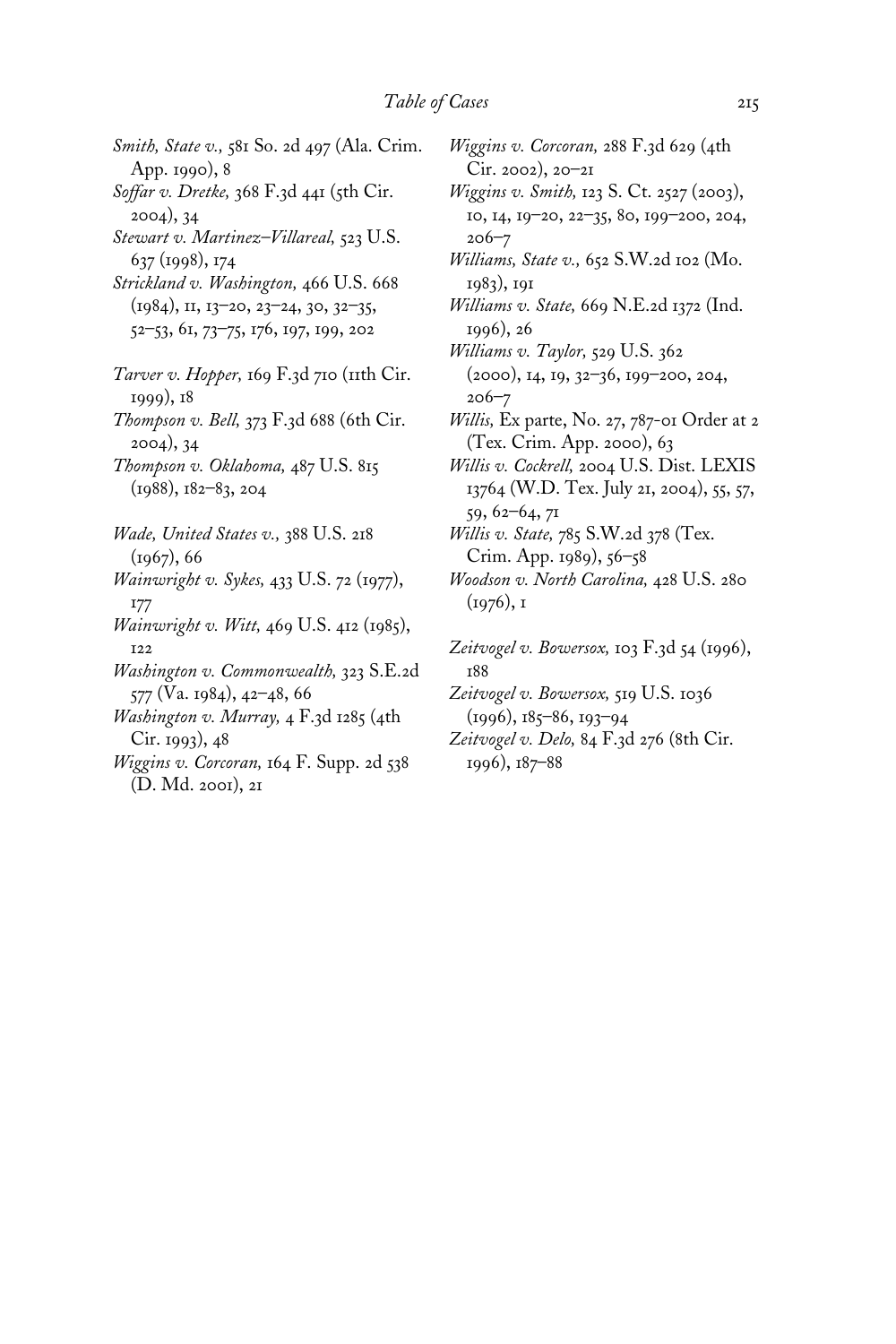*Smith, State v.,* 581 So. 2d 497 (Ala. Crim. App. 1990), 8

*Soffar v. Dretke,* 368 F.3d 441 (5th Cir. 2004), 34

*Stewart v. Martinez-Villareal,* 523 U.S. 637 (1998), 174

*Strickland v. Washington,* 466 U.S. 668 (1984), 11, 13–20, 23–24, 30, 32–35, 52–53, 61, 73–75, 176, 197, 199, 202

*Tarver v. Hopper,* 169 F.3d 710 (11th Cir. 1999), 18

*Thompson v. Bell,* 373 F.3d 688 (6th Cir. 2004), 34

*Thompson v. Oklahoma,* 487 U.S. 815 (1988), 182–83, 204

*Wade, United States v.,* 388 U.S. 218 (1967), 66

*Wainwright v. Sykes,* 433 U.S. 72 (1977), 177

*Wainwright v. Witt,* 469 U.S. 412 (1985), 122

*Washington v. Commonwealth,* 323 S.E.2d 577 (Va. 1984), 42–48, 66

*Washington v. Murray,* 4 F.3d 1285 (4th Cir. 1993), 48

*Wiggins v. Corcoran,* 164 F. Supp. 2d 538 (D. Md. 2001), 21

*Wiggins v. Corcoran,* 288 F.3d 629 (4th Cir. 2002), 20–21

*Wiggins v. Smith,* 123 S. Ct. 2527 (2003), 10, 14, 19–20, 22–35, 80, 199–200, 204, 206–7

*Williams, State v.,* 652 S.W.2d 102 (Mo. 1983), 191

*Williams v. State,* 669 N.E.2d 1372 (Ind. 1996), 26

*Williams v. Taylor,* 529 U.S. 362 (2000), 14, 19, 32–36, 199–200, 204, 206–7

*Willis,* Ex parte, No. 27, 787-01 Order at 2 (Tex. Crim. App. 2000), 63

*Willis v. Cockrell,* 2004 U.S. Dist. LEXIS 13764 (W.D. Tex. July 21, 2004), 55, 57, 59, 62–64, 71

*Willis v. State,* 785 S.W.2d 378 (Tex. Crim. App. 1989), 56–58

*Woodson v. North Carolina,* 428 U.S. 280 (1976), 1

*Zeitvogel v. Bowersox,* 103 F.3d 54 (1996), 188

*Zeitvogel v. Bowersox,* 519 U.S. 1036 (1996), 185–86, 193–94

*Zeitvogel v. Delo,* 84 F.3d 276 (8th Cir. 1996), 187–88